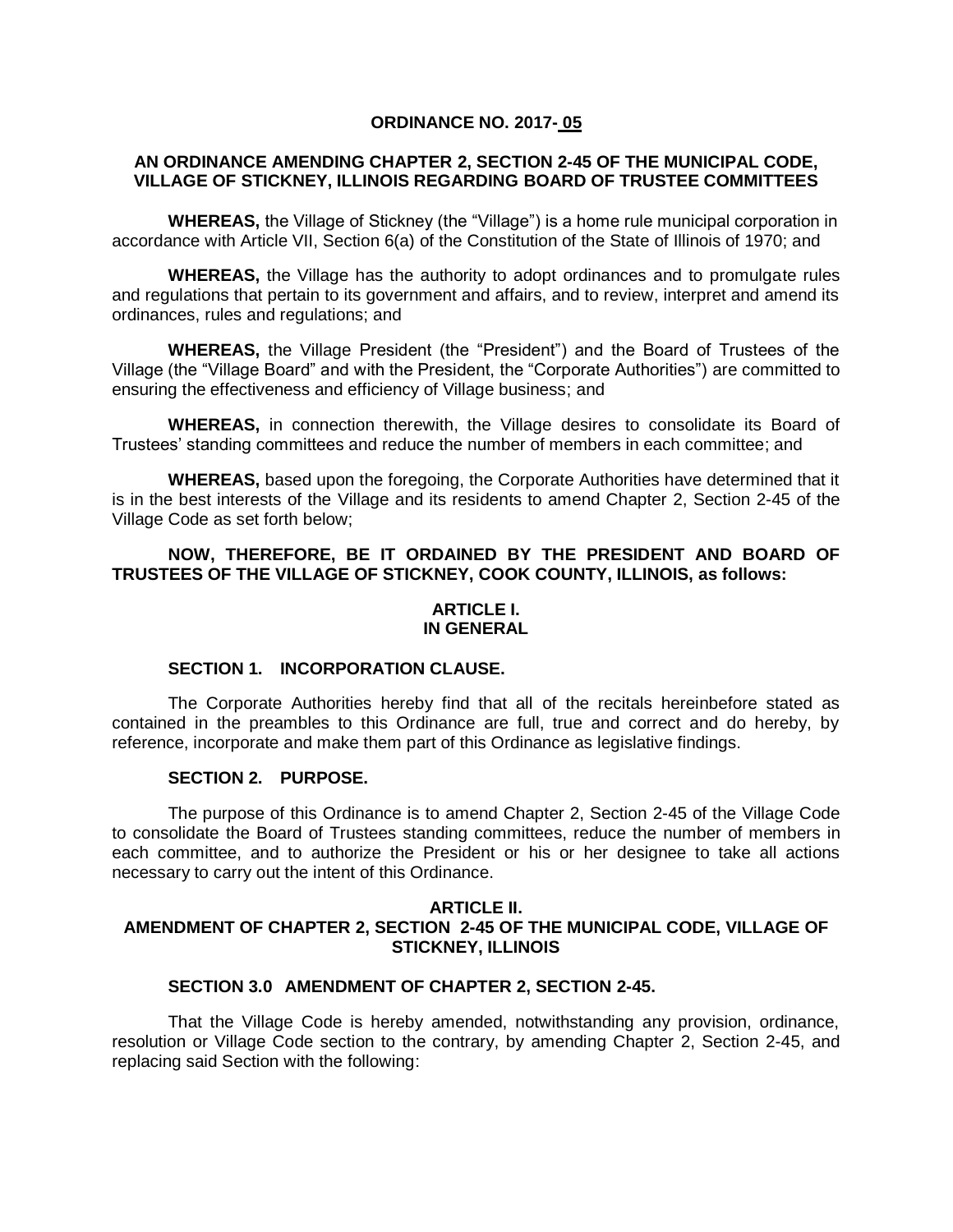**ORDINANCE NO. 2017- 05**

**AN ORDINANCE AMENDING CHAPTER 2, SECTION 2-45 OF THE MUNICIPAL CODE, VILLAGE OF STICKNEY, ILLINOIS REGARDING BOARD OF TRUSTEE COMMITTEES**

**WHEREAS,** the Village of Stickney (the "Village") is a home rule municipal corporation in accordance with Article VII, Section 6(a) of the Constitution of the State of Illinois of 1970; and

**WHEREAS,** the Village has the authority to adopt ordinances and to promulgate rules and regulations that pertain to its government and affairs, and to review, interpret and amend its ordinances, rules and regulations; and

**WHEREAS,** the Village President (the "President") and the Board of Trustees of the Village (the "Village Board" and with the President, the "Corporate Authorities") are committed to ensuring the effectiveness and efficiency of Village business; and

**WHEREAS,** in connection therewith, the Village desires to consolidate its Board of Trustees' standing committees and reduce the number of members in each committee; and

**WHEREAS,** based upon the foregoing, the Corporate Authorities have determined that it is in the best interests of the Village and its residents to amend Chapter 2, Section 2-45 of the Village Code as set forth below;

**NOW, THEREFORE, BE IT ORDAINED BY THE PRESIDENT AND BOARD OF TRUSTEES OF THE VILLAGE OF STICKNEY, COOK COUNTY, ILLINOIS, as follows:**

**ARTICLE I.**
**IN GENERAL**

**SECTION 1. INCORPORATION CLAUSE.**

The Corporate Authorities hereby find that all of the recitals hereinbefore stated as contained in the preambles to this Ordinance are full, true and correct and do hereby, by reference, incorporate and make them part of this Ordinance as legislative findings.

**SECTION 2. PURPOSE.**

The purpose of this Ordinance is to amend Chapter 2, Section 2-45 of the Village Code to consolidate the Board of Trustees standing committees, reduce the number of members in each committee, and to authorize the President or his or her designee to take all actions necessary to carry out the intent of this Ordinance.

**ARTICLE II.**
**AMENDMENT OF CHAPTER 2, SECTION 2-45 OF THE MUNICIPAL CODE, VILLAGE OF STICKNEY, ILLINOIS**

**SECTION 3.0 AMENDMENT OF CHAPTER 2, SECTION 2-45.**

That the Village Code is hereby amended, notwithstanding any provision, ordinance, resolution or Village Code section to the contrary, by amending Chapter 2, Section 2-45, and replacing said Section with the following: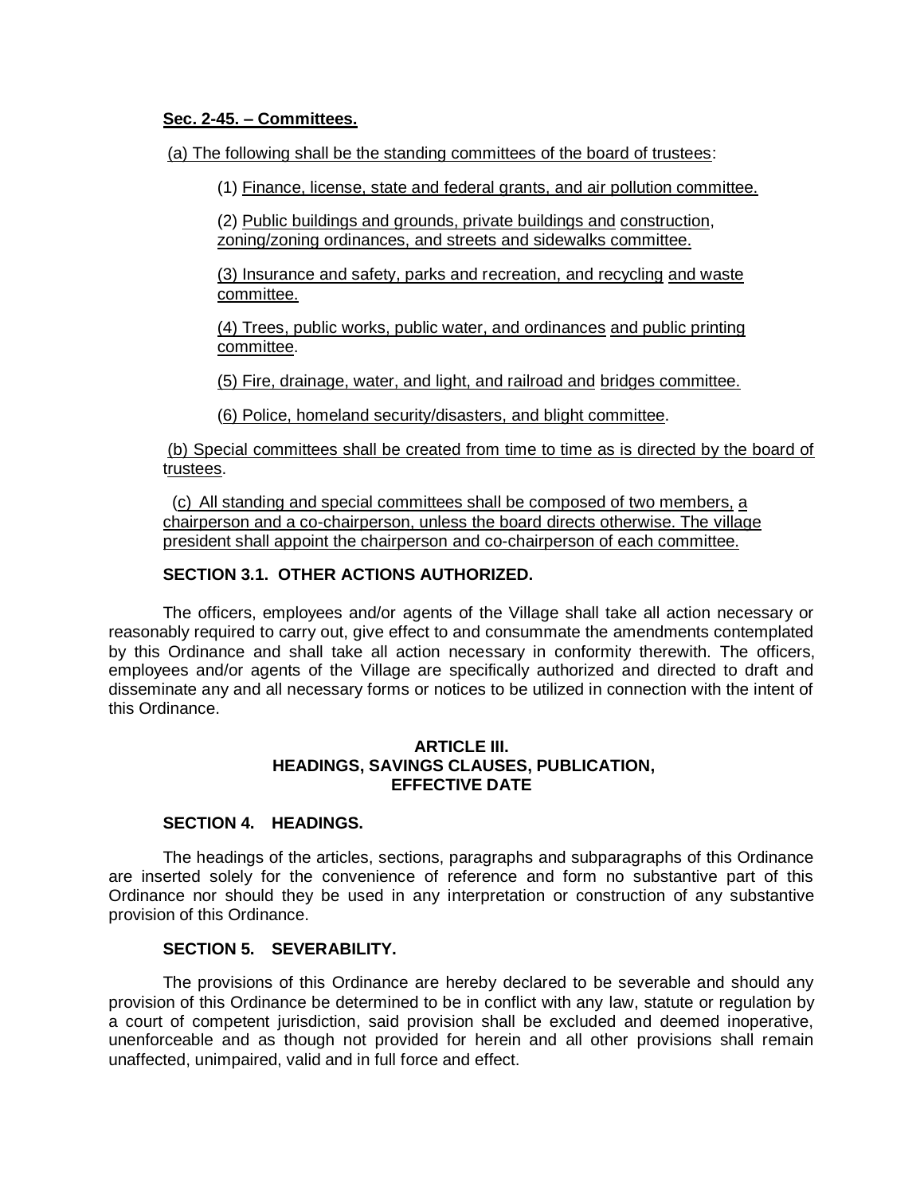**Sec. 2-45. – Committees.**

(a) The following shall be the standing committees of the board of trustees:

(1) Finance, license, state and federal grants, and air pollution committee.

(2) Public buildings and grounds, private buildings and construction, zoning/zoning ordinances, and streets and sidewalks committee.

(3) Insurance and safety, parks and recreation, and recycling and waste committee.

(4) Trees, public works, public water, and ordinances and public printing committee.

(5) Fire, drainage, water, and light, and railroad and bridges committee.

(6) Police, homeland security/disasters, and blight committee.

(b) Special committees shall be created from time to time as is directed by the board of trustees.

(c) All standing and special committees shall be composed of two members, a chairperson and a co-chairperson, unless the board directs otherwise. The village president shall appoint the chairperson and co-chairperson of each committee.

**SECTION 3.1. OTHER ACTIONS AUTHORIZED.**

The officers, employees and/or agents of the Village shall take all action necessary or reasonably required to carry out, give effect to and consummate the amendments contemplated by this Ordinance and shall take all action necessary in conformity therewith. The officers, employees and/or agents of the Village are specifically authorized and directed to draft and disseminate any and all necessary forms or notices to be utilized in connection with the intent of this Ordinance.

**ARTICLE III.**
**HEADINGS, SAVINGS CLAUSES, PUBLICATION, EFFECTIVE DATE**

**SECTION 4. HEADINGS.**

The headings of the articles, sections, paragraphs and subparagraphs of this Ordinance are inserted solely for the convenience of reference and form no substantive part of this Ordinance nor should they be used in any interpretation or construction of any substantive provision of this Ordinance.

**SECTION 5. SEVERABILITY.**

The provisions of this Ordinance are hereby declared to be severable and should any provision of this Ordinance be determined to be in conflict with any law, statute or regulation by a court of competent jurisdiction, said provision shall be excluded and deemed inoperative, unenforceable and as though not provided for herein and all other provisions shall remain unaffected, unimpaired, valid and in full force and effect.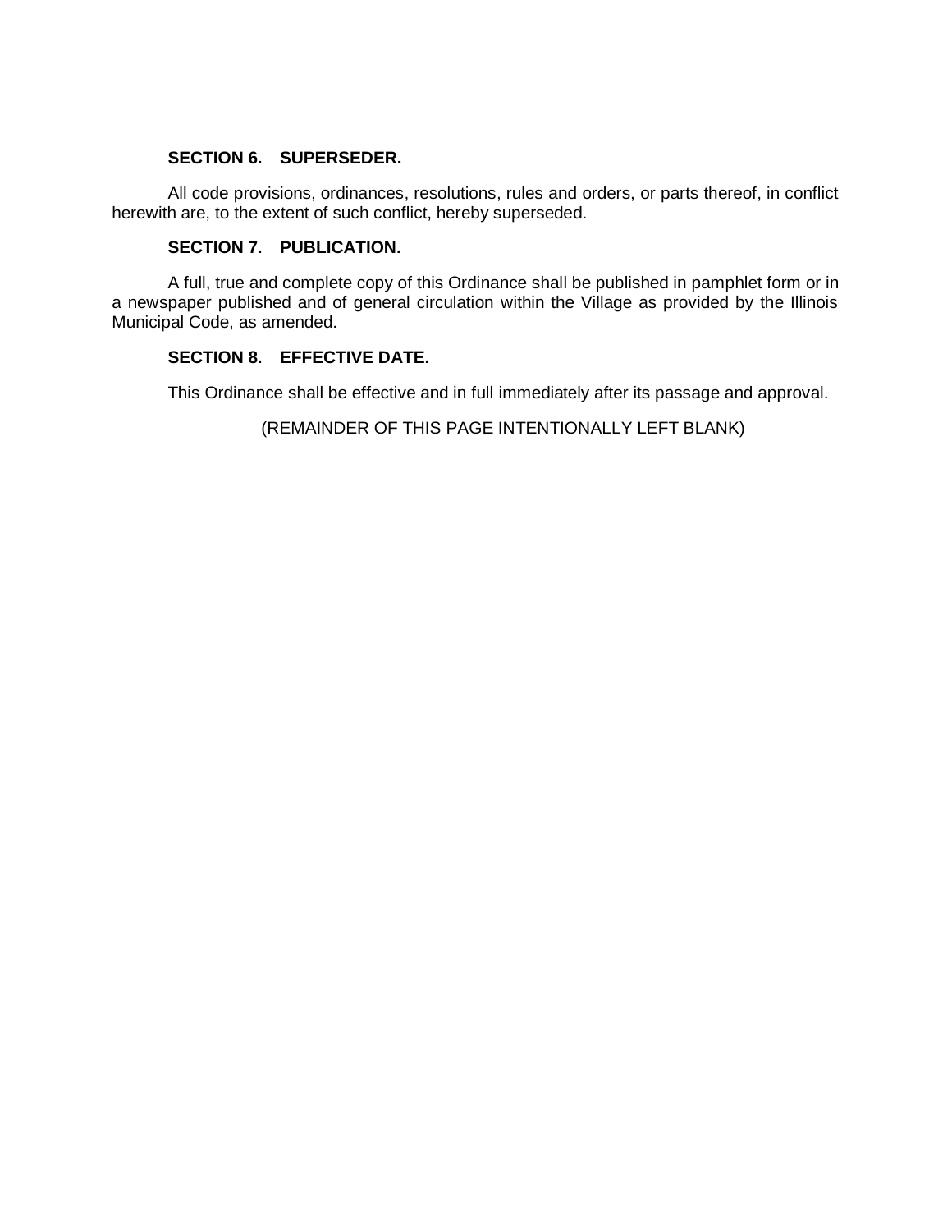**SECTION 6. SUPERSEDER.**

All code provisions, ordinances, resolutions, rules and orders, or parts thereof, in conflict herewith are, to the extent of such conflict, hereby superseded.

**SECTION 7. PUBLICATION.**

A full, true and complete copy of this Ordinance shall be published in pamphlet form or in a newspaper published and of general circulation within the Village as provided by the Illinois Municipal Code, as amended.

**SECTION 8. EFFECTIVE DATE.**

This Ordinance shall be effective and in full immediately after its passage and approval.

(REMAINDER OF THIS PAGE INTENTIONALLY LEFT BLANK)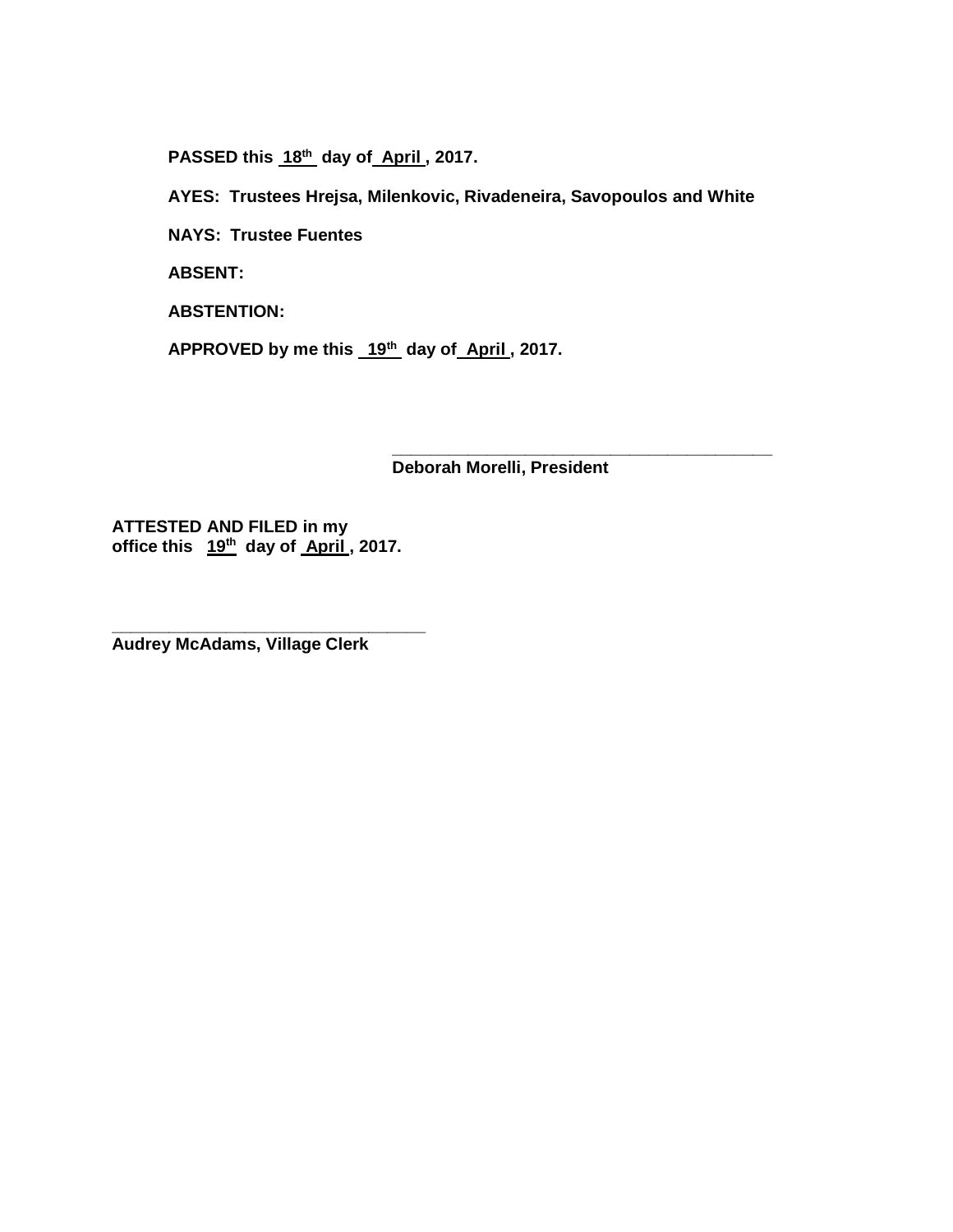**PASSED this 18th day of April, 2017.**

**AYES: Trustees Hrejsa, Milenkovic, Rivadeneira, Savopoulos and White**

**NAYS: Trustee Fuentes**

**ABSENT:**

**ABSTENTION:**

**APPROVED by me this 19th day of April, 2017.**

\_\_\_\_\_\_\_\_\_\_\_\_\_\_\_\_\_\_\_\_\_\_\_\_\_\_\_\_\_\_\_\_\_\_\_\_\_\_\_\_

**Deborah Morelli, President**

**ATTESTED AND FILED in my office this 19th day of April, 2017.**

\_\_\_\_\_\_\_\_\_\_\_\_\_\_\_\_\_\_\_\_\_\_\_\_\_\_\_\_\_\_\_\_\_

**Audrey McAdams, Village Clerk**